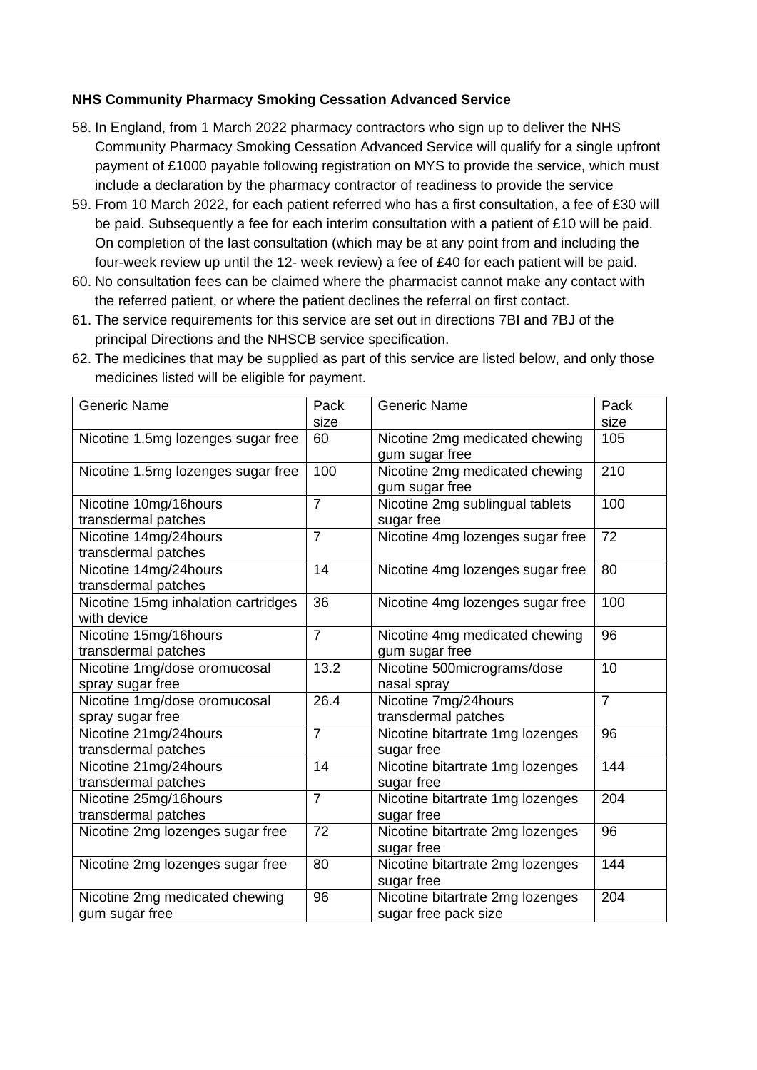**NHS Community Pharmacy Smoking Cessation Advanced Service**

58. In England, from 1 March 2022 pharmacy contractors who sign up to deliver the NHS Community Pharmacy Smoking Cessation Advanced Service will qualify for a single upfront payment of £1000 payable following registration on MYS to provide the service, which must include a declaration by the pharmacy contractor of readiness to provide the service
59. From 10 March 2022, for each patient referred who has a first consultation, a fee of £30 will be paid. Subsequently a fee for each interim consultation with a patient of £10 will be paid. On completion of the last consultation (which may be at any point from and including the four-week review up until the 12- week review) a fee of £40 for each patient will be paid.
60. No consultation fees can be claimed where the pharmacist cannot make any contact with the referred patient, or where the patient declines the referral on first contact.
61. The service requirements for this service are set out in directions 7BI and 7BJ of the principal Directions and the NHSCB service specification.
62. The medicines that may be supplied as part of this service are listed below, and only those medicines listed will be eligible for payment.

| Generic Name | Pack size | Generic Name | Pack size |
|---|---|---|---|
| Nicotine 1.5mg lozenges sugar free | 60 | Nicotine 2mg medicated chewing gum sugar free | 105 |
| Nicotine 1.5mg lozenges sugar free | 100 | Nicotine 2mg medicated chewing gum sugar free | 210 |
| Nicotine 10mg/16hours transdermal patches | 7 | Nicotine 2mg sublingual tablets sugar free | 100 |
| Nicotine 14mg/24hours transdermal patches | 7 | Nicotine 4mg lozenges sugar free | 72 |
| Nicotine 14mg/24hours transdermal patches | 14 | Nicotine 4mg lozenges sugar free | 80 |
| Nicotine 15mg inhalation cartridges with device | 36 | Nicotine 4mg lozenges sugar free | 100 |
| Nicotine 15mg/16hours transdermal patches | 7 | Nicotine 4mg medicated chewing gum sugar free | 96 |
| Nicotine 1mg/dose oromucosal spray sugar free | 13.2 | Nicotine 500micrograms/dose nasal spray | 10 |
| Nicotine 1mg/dose oromucosal spray sugar free | 26.4 | Nicotine 7mg/24hours transdermal patches | 7 |
| Nicotine 21mg/24hours transdermal patches | 7 | Nicotine bitartrate 1mg lozenges sugar free | 96 |
| Nicotine 21mg/24hours transdermal patches | 14 | Nicotine bitartrate 1mg lozenges sugar free | 144 |
| Nicotine 25mg/16hours transdermal patches | 7 | Nicotine bitartrate 1mg lozenges sugar free | 204 |
| Nicotine 2mg lozenges sugar free | 72 | Nicotine bitartrate 2mg lozenges sugar free | 96 |
| Nicotine 2mg lozenges sugar free | 80 | Nicotine bitartrate 2mg lozenges sugar free | 144 |
| Nicotine 2mg medicated chewing gum sugar free | 96 | Nicotine bitartrate 2mg lozenges sugar free pack size | 204 |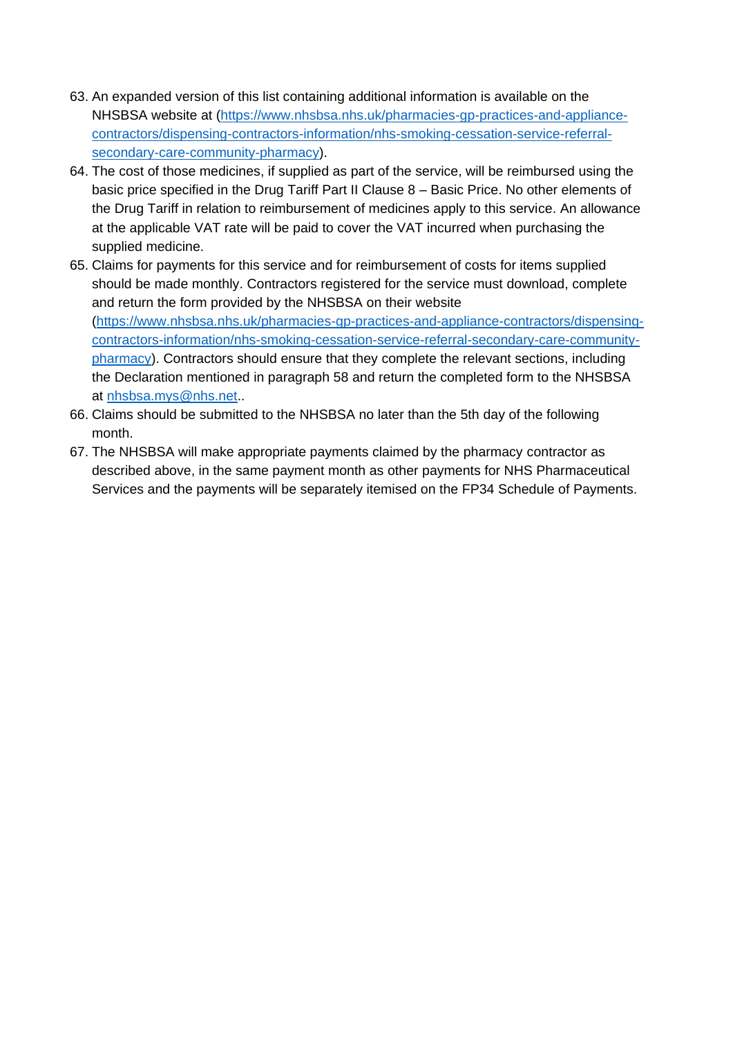63. An expanded version of this list containing additional information is available on the NHSBSA website at (https://www.nhsbsa.nhs.uk/pharmacies-gp-practices-and-appliance-contractors/dispensing-contractors-information/nhs-smoking-cessation-service-referral-secondary-care-community-pharmacy).
64. The cost of those medicines, if supplied as part of the service, will be reimbursed using the basic price specified in the Drug Tariff Part II Clause 8 – Basic Price. No other elements of the Drug Tariff in relation to reimbursement of medicines apply to this service. An allowance at the applicable VAT rate will be paid to cover the VAT incurred when purchasing the supplied medicine.
65. Claims for payments for this service and for reimbursement of costs for items supplied should be made monthly. Contractors registered for the service must download, complete and return the form provided by the NHSBSA on their website (https://www.nhsbsa.nhs.uk/pharmacies-gp-practices-and-appliance-contractors/dispensing-contractors-information/nhs-smoking-cessation-service-referral-secondary-care-community-pharmacy). Contractors should ensure that they complete the relevant sections, including the Declaration mentioned in paragraph 58 and return the completed form to the NHSBSA at nhsbsa.mys@nhs.net..
66. Claims should be submitted to the NHSBSA no later than the 5th day of the following month.
67. The NHSBSA will make appropriate payments claimed by the pharmacy contractor as described above, in the same payment month as other payments for NHS Pharmaceutical Services and the payments will be separately itemised on the FP34 Schedule of Payments.